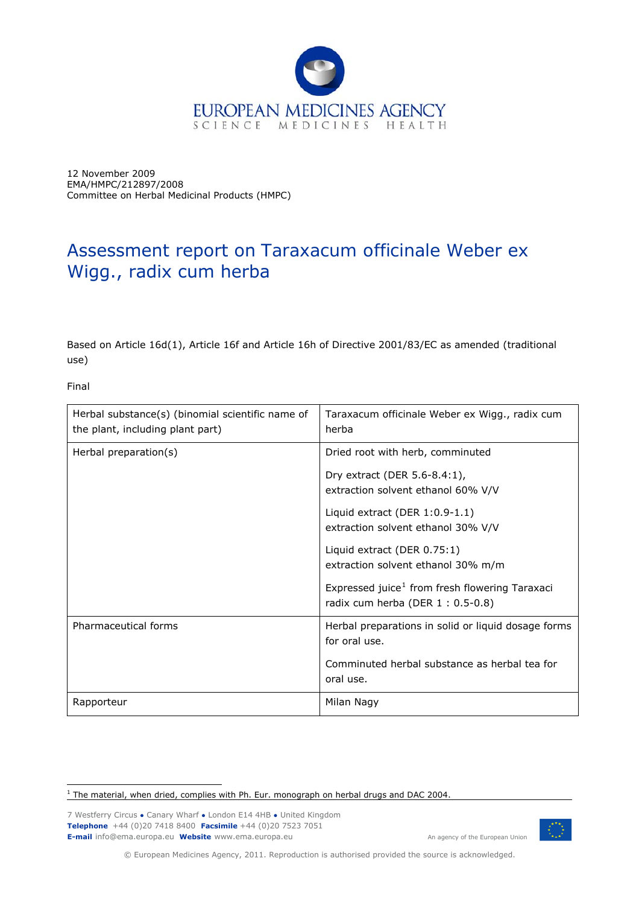12 November 2009
EMA/HMPC/212897/2008
Committee on Herbal Medicinal Products (HMPC)

# Assessment report on Taraxacum officinale Weber ex Wigg., radix cum herba

Based on Article 16d(1), Article 16f and Article 16h of Directive 2001/83/EC as amended (traditional use)

Final

| | |
|---|---|
| Herbal substance(s) (binomial scientific name of the plant, including plant part) | Taraxacum officinale Weber ex Wigg., radix cum herba |
| Herbal preparation(s) | Dried root with herb, comminuted<br><br>Dry extract (DER 5.6-8.4:1), extraction solvent ethanol 60% V/V<br><br>Liquid extract (DER 1:0.9-1.1) extraction solvent ethanol 30% V/V<br><br>Liquid extract (DER 0.75:1) extraction solvent ethanol 30% m/m<br><br>Expressed juice[1] from fresh flowering Taraxaci radix cum herba (DER 1 : 0.5-0.8) |
| Pharmaceutical forms | Herbal preparations in solid or liquid dosage forms for oral use.<br><br>Comminuted herbal substance as herbal tea for oral use. |
| Rapporteur | Milan Nagy |

[1] The material, when dried, complies with Ph. Eur. monograph on herbal drugs and DAC 2004.

7 Westferry Circus ● Canary Wharf ● London E14 4HB ● United Kingdom
**Telephone** +44 (0)20 7418 8400 **Facsimile** +44 (0)20 7523 7051
**E-mail** info@ema.europa.eu **Website** www.ema.europa.eu

An agency of the European Union

© European Medicines Agency, 2011. Reproduction is authorised provided the source is acknowledged.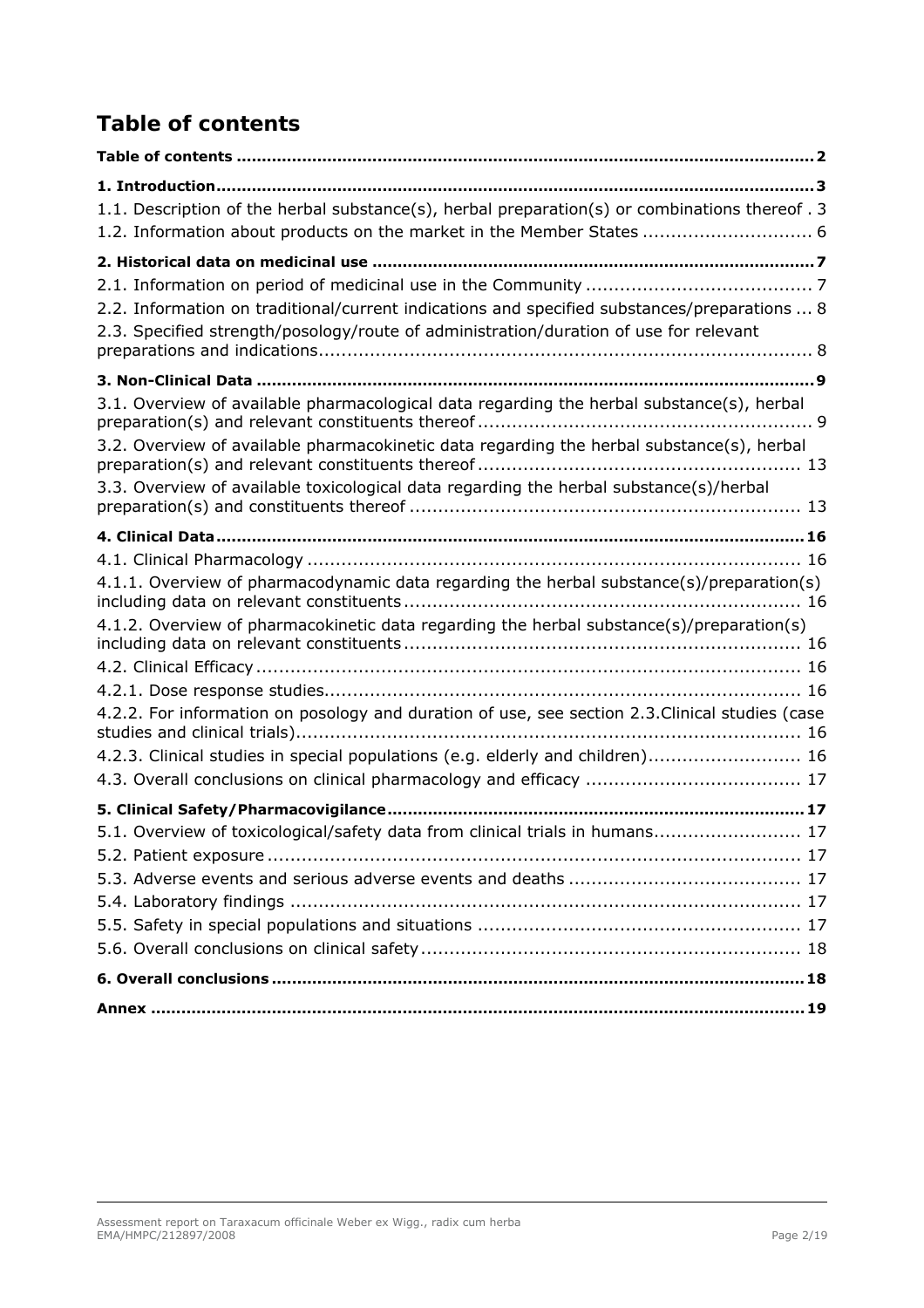# Table of contents

**Table of contents** ........................................................................................................ **2**

**1. Introduction** ................................................................................................................ **3**

1.1. Description of the herbal substance(s), herbal preparation(s) or combinations thereof . 3

1.2. Information about products on the market in the Member States ............................. 6

**2. Historical data on medicinal use** ............................................................................ **7**

2.1. Information on period of medicinal use in the Community ........................................ 7

2.2. Information on traditional/current indications and specified substances/preparations ... 8

2.3. Specified strength/posology/route of administration/duration of use for relevant preparations and indications......................................................................................... 8

**3. Non-Clinical Data** ..................................................................................................... **9**

3.1. Overview of available pharmacological data regarding the herbal substance(s), herbal preparation(s) and relevant constituents thereof ........................................................... 9

3.2. Overview of available pharmacokinetic data regarding the herbal substance(s), herbal preparation(s) and relevant constituents thereof ........................................................... 13

3.3. Overview of available toxicological data regarding the herbal substance(s)/herbal preparation(s) and constituents thereof ..................................................................... 13

**4. Clinical Data** ............................................................................................................ **16**

4.1. Clinical Pharmacology ........................................................................................ 16

4.1.1. Overview of pharmacodynamic data regarding the herbal substance(s)/preparation(s) including data on relevant constituents ..................................................................... 16

4.1.2. Overview of pharmacokinetic data regarding the herbal substance(s)/preparation(s) including data on relevant constituents ..................................................................... 16

4.2. Clinical Efficacy ................................................................................................. 16

4.2.1. Dose response studies..................................................................................... 16

4.2.2. For information on posology and duration of use, see section 2.3.Clinical studies (case studies and clinical trials)........................................................................................... 16

4.2.3. Clinical studies in special populations (e.g. elderly and children).......................... 16

4.3. Overall conclusions on clinical pharmacology and efficacy ...................................... 17

**5. Clinical Safety/Pharmacovigilance** ......................................................................... **17**

5.1. Overview of toxicological/safety data from clinical trials in humans.......................... 17

5.2. Patient exposure ............................................................................................... 17

5.3. Adverse events and serious adverse events and deaths ......................................... 17

5.4. Laboratory findings ........................................................................................... 17

5.5. Safety in special populations and situations ......................................................... 17

5.6. Overall conclusions on clinical safety ................................................................... 18

**6. Overall conclusions** ................................................................................................ **18**

**Annex** ........................................................................................................................ **19**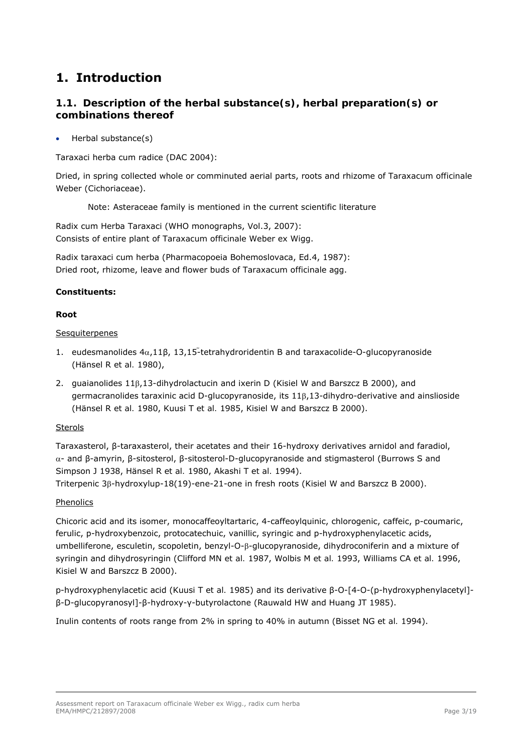# 1. Introduction

## 1.1. Description of the herbal substance(s), herbal preparation(s) or combinations thereof

- Herbal substance(s)

Taraxaci herba cum radice (DAC 2004):

Dried, in spring collected whole or comminuted aerial parts, roots and rhizome of Taraxacum officinale Weber (Cichoriaceae).

> Note: Asteraceae family is mentioned in the current scientific literature

Radix cum Herba Taraxaci (WHO monographs, Vol.3, 2007):
Consists of entire plant of Taraxacum officinale Weber ex Wigg.

Radix taraxaci cum herba (Pharmacopoeia Bohemoslovaca, Ed.4, 1987):
Dried root, rhizome, leave and flower buds of Taraxacum officinale agg.

**Constituents:**

**Root**

<u>Sesquiterpenes</u>

1. eudesmanolides 4α,11β, 13,15-tetrahydroridentin B and taraxacolide-O-glucopyranoside (Hänsel R et al. 1980),
2. guaianolides 11β,13-dihydrolactucin and ixerin D (Kisiel W and Barszcz B 2000), and germacranolides taraxinic acid D-glucopyranoside, its 11β,13-dihydro-derivative and ainslioside (Hänsel R et al. 1980, Kuusi T et al. 1985, Kisiel W and Barszcz B 2000).

<u>Sterols</u>

Taraxasterol, β-taraxasterol, their acetates and their 16-hydroxy derivatives arnidol and faradiol, α- and β-amyrin, β-sitosterol, β-sitosterol-D-glucopyranoside and stigmasterol (Burrows S and Simpson J 1938, Hänsel R et al. 1980, Akashi T et al. 1994).
Triterpenic 3β-hydroxylup-18(19)-ene-21-one in fresh roots (Kisiel W and Barszcz B 2000).

<u>Phenolics</u>

Chicoric acid and its isomer, monocaffeoyltartaric, 4-caffeoylquinic, chlorogenic, caffeic, p-coumaric, ferulic, p-hydroxybenzoic, protocatechuic, vanillic, syringic and p-hydroxyphenylacetic acids, umbelliferone, esculetin, scopoletin, benzyl-O-β-glucopyranoside, dihydroconiferin and a mixture of syringin and dihydrosyringin (Clifford MN et al. 1987, Wolbis M et al. 1993, Williams CA et al. 1996, Kisiel W and Barszcz B 2000).

p-hydroxyphenylacetic acid (Kuusi T et al. 1985) and its derivative β-O-[4-O-(p-hydroxyphenylacetyl]-β-D-glucopyranosyl]-β-hydroxy-γ-butyrolactone (Rauwald HW and Huang JT 1985).

Inulin contents of roots range from 2% in spring to 40% in autumn (Bisset NG et al. 1994).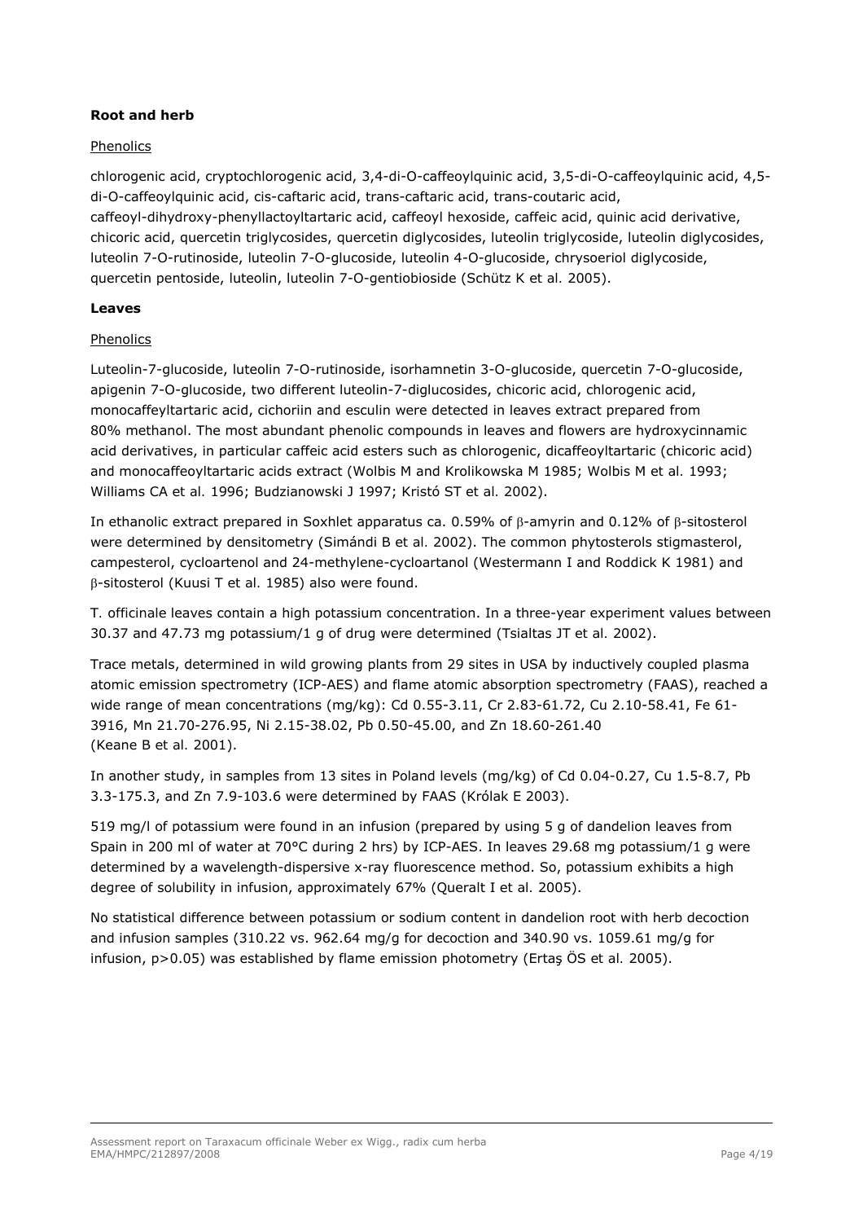**Root and herb**

Phenolics

chlorogenic acid, cryptochlorogenic acid, 3,4-di-O-caffeoylquinic acid, 3,5-di-O-caffeoylquinic acid, 4,5-di-O-caffeoylquinic acid, cis-caftaric acid, trans-caftaric acid, trans-coutaric acid, caffeoyl-dihydroxy-phenyllactoyltartaric acid, caffeoyl hexoside, caffeic acid, quinic acid derivative, chicoric acid, quercetin triglycosides, quercetin diglycosides, luteolin triglycoside, luteolin diglycosides, luteolin 7-O-rutinoside, luteolin 7-O-glucoside, luteolin 4-O-glucoside, chrysoeriol diglycoside, quercetin pentoside, luteolin, luteolin 7-O-gentiobioside (Schütz K et al. 2005).

**Leaves**

Phenolics

Luteolin-7-glucoside, luteolin 7-O-rutinoside, isorhamnetin 3-O-glucoside, quercetin 7-O-glucoside, apigenin 7-O-glucoside, two different luteolin-7-diglucosides, chicoric acid, chlorogenic acid, monocaffeyltartaric acid, cichoriin and esculin were detected in leaves extract prepared from 80% methanol. The most abundant phenolic compounds in leaves and flowers are hydroxycinnamic acid derivatives, in particular caffeic acid esters such as chlorogenic, dicaffeoyltartaric (chicoric acid) and monocaffeoyltartaric acids extract (Wolbis M and Krolikowska M 1985; Wolbis M et al. 1993; Williams CA et al. 1996; Budzianowski J 1997; Kristó ST et al. 2002).

In ethanolic extract prepared in Soxhlet apparatus ca. 0.59% of β-amyrin and 0.12% of β-sitosterol were determined by densitometry (Simándi B et al. 2002). The common phytosterols stigmasterol, campesterol, cycloartenol and 24-methylene-cycloartanol (Westermann I and Roddick K 1981) and β-sitosterol (Kuusi T et al. 1985) also were found.

T. officinale leaves contain a high potassium concentration. In a three-year experiment values between 30.37 and 47.73 mg potassium/1 g of drug were determined (Tsialtas JT et al. 2002).

Trace metals, determined in wild growing plants from 29 sites in USA by inductively coupled plasma atomic emission spectrometry (ICP-AES) and flame atomic absorption spectrometry (FAAS), reached a wide range of mean concentrations (mg/kg): Cd 0.55-3.11, Cr 2.83-61.72, Cu 2.10-58.41, Fe 61-3916, Mn 21.70-276.95, Ni 2.15-38.02, Pb 0.50-45.00, and Zn 18.60-261.40 (Keane B et al. 2001).

In another study, in samples from 13 sites in Poland levels (mg/kg) of Cd 0.04-0.27, Cu 1.5-8.7, Pb 3.3-175.3, and Zn 7.9-103.6 were determined by FAAS (Królak E 2003).

519 mg/l of potassium were found in an infusion (prepared by using 5 g of dandelion leaves from Spain in 200 ml of water at 70°C during 2 hrs) by ICP-AES. In leaves 29.68 mg potassium/1 g were determined by a wavelength-dispersive x-ray fluorescence method. So, potassium exhibits a high degree of solubility in infusion, approximately 67% (Queralt I et al. 2005).

No statistical difference between potassium or sodium content in dandelion root with herb decoction and infusion samples (310.22 vs. 962.64 mg/g for decoction and 340.90 vs. 1059.61 mg/g for infusion, $p>0.05$) was established by flame emission photometry (Ertaş ÖS et al. 2005).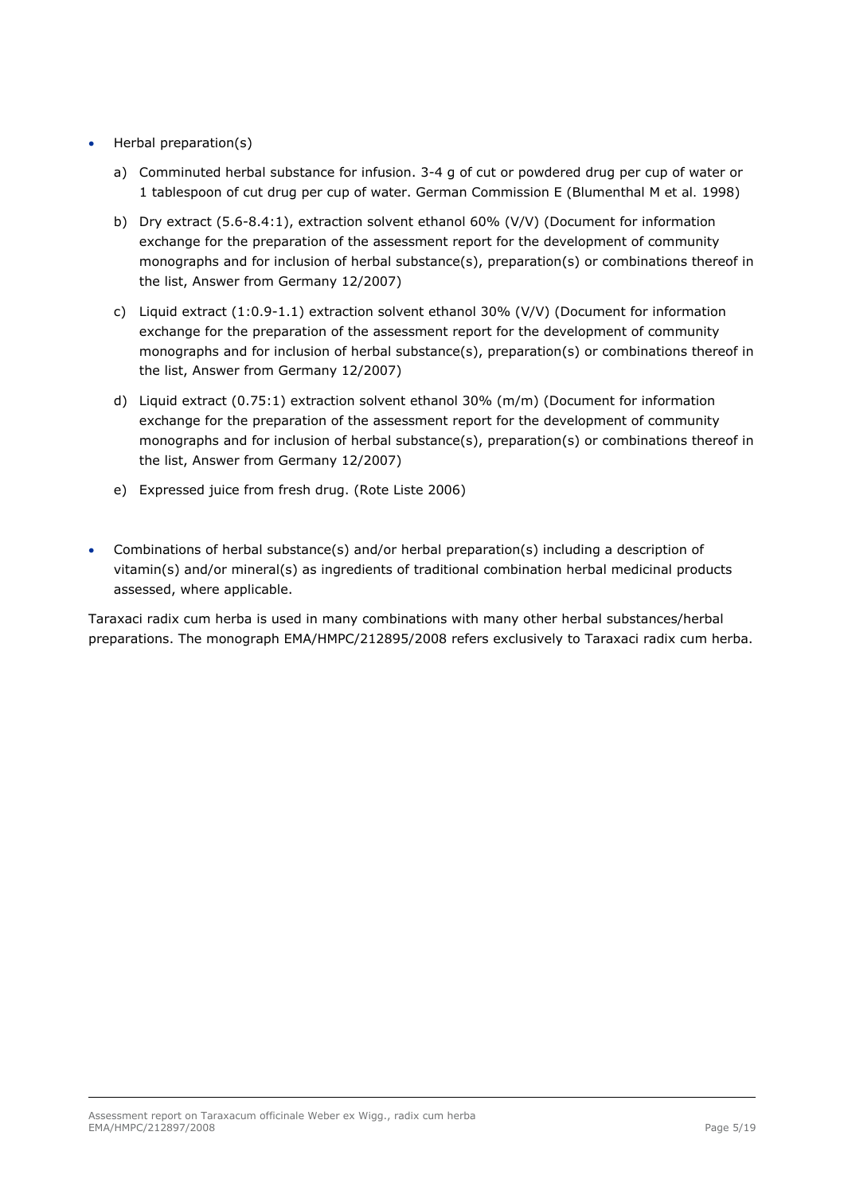- Herbal preparation(s)

  a) Comminuted herbal substance for infusion. 3-4 g of cut or powdered drug per cup of water or 1 tablespoon of cut drug per cup of water. German Commission E (Blumenthal M et al. 1998)

  b) Dry extract (5.6-8.4:1), extraction solvent ethanol 60% (V/V) (Document for information exchange for the preparation of the assessment report for the development of community monographs and for inclusion of herbal substance(s), preparation(s) or combinations thereof in the list, Answer from Germany 12/2007)

  c) Liquid extract (1:0.9-1.1) extraction solvent ethanol 30% (V/V) (Document for information exchange for the preparation of the assessment report for the development of community monographs and for inclusion of herbal substance(s), preparation(s) or combinations thereof in the list, Answer from Germany 12/2007)

  d) Liquid extract (0.75:1) extraction solvent ethanol 30% (m/m) (Document for information exchange for the preparation of the assessment report for the development of community monographs and for inclusion of herbal substance(s), preparation(s) or combinations thereof in the list, Answer from Germany 12/2007)

  e) Expressed juice from fresh drug. (Rote Liste 2006)

- Combinations of herbal substance(s) and/or herbal preparation(s) including a description of vitamin(s) and/or mineral(s) as ingredients of traditional combination herbal medicinal products assessed, where applicable.

Taraxaci radix cum herba is used in many combinations with many other herbal substances/herbal preparations. The monograph EMA/HMPC/212895/2008 refers exclusively to Taraxaci radix cum herba.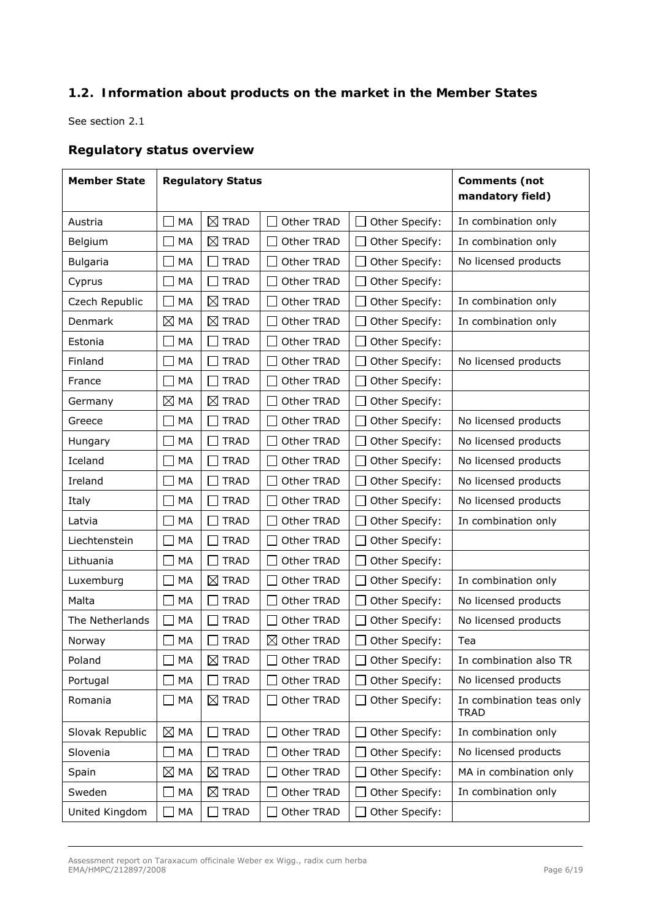## 1.2. Information about products on the market in the Member States

See section 2.1

### Regulatory status overview

| Member State | Regulatory Status | | | | Comments (not mandatory field) |
|---|---|---|---|---|---|
| Austria | ☐ MA | ☒ TRAD | ☐ Other TRAD | ☐ Other Specify: | In combination only |
| Belgium | ☐ MA | ☒ TRAD | ☐ Other TRAD | ☐ Other Specify: | In combination only |
| Bulgaria | ☐ MA | ☐ TRAD | ☐ Other TRAD | ☐ Other Specify: | No licensed products |
| Cyprus | ☐ MA | ☐ TRAD | ☐ Other TRAD | ☐ Other Specify: | |
| Czech Republic | ☐ MA | ☒ TRAD | ☐ Other TRAD | ☐ Other Specify: | In combination only |
| Denmark | ☒ MA | ☒ TRAD | ☐ Other TRAD | ☐ Other Specify: | In combination only |
| Estonia | ☐ MA | ☐ TRAD | ☐ Other TRAD | ☐ Other Specify: | |
| Finland | ☐ MA | ☐ TRAD | ☐ Other TRAD | ☐ Other Specify: | No licensed products |
| France | ☐ MA | ☐ TRAD | ☐ Other TRAD | ☐ Other Specify: | |
| Germany | ☒ MA | ☒ TRAD | ☐ Other TRAD | ☐ Other Specify: | |
| Greece | ☐ MA | ☐ TRAD | ☐ Other TRAD | ☐ Other Specify: | No licensed products |
| Hungary | ☐ MA | ☐ TRAD | ☐ Other TRAD | ☐ Other Specify: | No licensed products |
| Iceland | ☐ MA | ☐ TRAD | ☐ Other TRAD | ☐ Other Specify: | No licensed products |
| Ireland | ☐ MA | ☐ TRAD | ☐ Other TRAD | ☐ Other Specify: | No licensed products |
| Italy | ☐ MA | ☐ TRAD | ☐ Other TRAD | ☐ Other Specify: | No licensed products |
| Latvia | ☐ MA | ☐ TRAD | ☐ Other TRAD | ☐ Other Specify: | In combination only |
| Liechtenstein | ☐ MA | ☐ TRAD | ☐ Other TRAD | ☐ Other Specify: | |
| Lithuania | ☐ MA | ☐ TRAD | ☐ Other TRAD | ☐ Other Specify: | |
| Luxemburg | ☐ MA | ☒ TRAD | ☐ Other TRAD | ☐ Other Specify: | In combination only |
| Malta | ☐ MA | ☐ TRAD | ☐ Other TRAD | ☐ Other Specify: | No licensed products |
| The Netherlands | ☐ MA | ☐ TRAD | ☐ Other TRAD | ☐ Other Specify: | No licensed products |
| Norway | ☐ MA | ☐ TRAD | ☒ Other TRAD | ☐ Other Specify: | Tea |
| Poland | ☐ MA | ☒ TRAD | ☐ Other TRAD | ☐ Other Specify: | In combination also TR |
| Portugal | ☐ MA | ☐ TRAD | ☐ Other TRAD | ☐ Other Specify: | No licensed products |
| Romania | ☐ MA | ☒ TRAD | ☐ Other TRAD | ☐ Other Specify: | In combination teas only TRAD |
| Slovak Republic | ☒ MA | ☐ TRAD | ☐ Other TRAD | ☐ Other Specify: | In combination only |
| Slovenia | ☐ MA | ☐ TRAD | ☐ Other TRAD | ☐ Other Specify: | No licensed products |
| Spain | ☒ MA | ☒ TRAD | ☐ Other TRAD | ☐ Other Specify: | MA in combination only |
| Sweden | ☐ MA | ☒ TRAD | ☐ Other TRAD | ☐ Other Specify: | In combination only |
| United Kingdom | ☐ MA | ☐ TRAD | ☐ Other TRAD | ☐ Other Specify: | |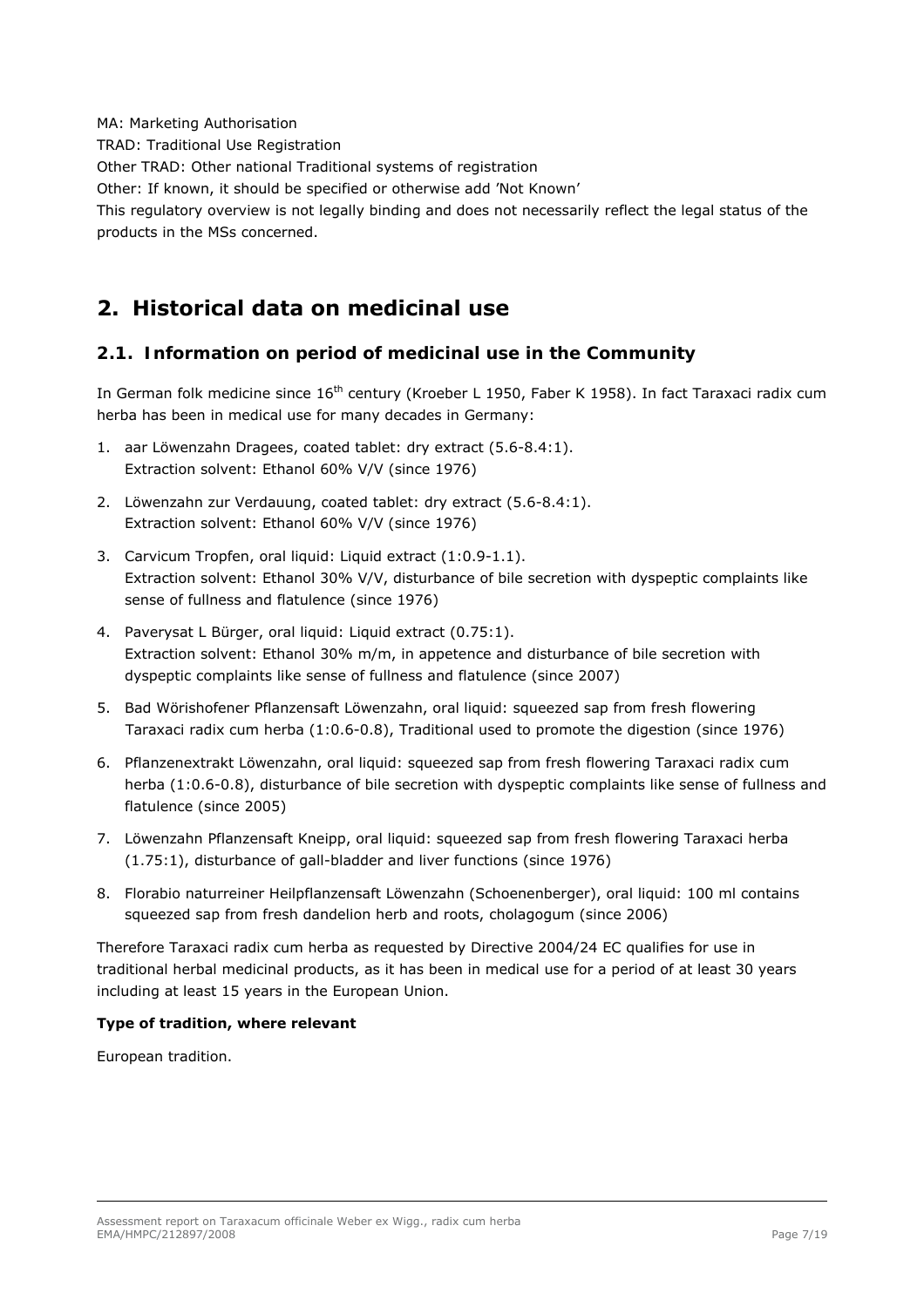MA: Marketing Authorisation

TRAD: Traditional Use Registration

Other TRAD: Other national Traditional systems of registration

Other: If known, it should be specified or otherwise add 'Not Known'

This regulatory overview is not legally binding and does not necessarily reflect the legal status of the products in the MSs concerned.

## 2. Historical data on medicinal use

### 2.1. Information on period of medicinal use in the Community

In German folk medicine since 16[th] century (Kroeber L 1950, Faber K 1958). In fact Taraxaci radix cum herba has been in medical use for many decades in Germany:

1. aar Löwenzahn Dragees, coated tablet: dry extract (5.6-8.4:1).
   Extraction solvent: Ethanol 60% V/V (since 1976)
2. Löwenzahn zur Verdauung, coated tablet: dry extract (5.6-8.4:1).
   Extraction solvent: Ethanol 60% V/V (since 1976)
3. Carvicum Tropfen, oral liquid: Liquid extract (1:0.9-1.1).
   Extraction solvent: Ethanol 30% V/V, disturbance of bile secretion with dyspeptic complaints like sense of fullness and flatulence (since 1976)
4. Paverysat L Bürger, oral liquid: Liquid extract (0.75:1).
   Extraction solvent: Ethanol 30% m/m, in appetence and disturbance of bile secretion with dyspeptic complaints like sense of fullness and flatulence (since 2007)
5. Bad Wörishofener Pflanzensaft Löwenzahn, oral liquid: squeezed sap from fresh flowering Taraxaci radix cum herba (1:0.6-0.8), Traditional used to promote the digestion (since 1976)
6. Pflanzenextrakt Löwenzahn, oral liquid: squeezed sap from fresh flowering Taraxaci radix cum herba (1:0.6-0.8), disturbance of bile secretion with dyspeptic complaints like sense of fullness and flatulence (since 2005)
7. Löwenzahn Pflanzensaft Kneipp, oral liquid: squeezed sap from fresh flowering Taraxaci herba (1.75:1), disturbance of gall-bladder and liver functions (since 1976)
8. Florabio naturreiner Heilpflanzensaft Löwenzahn (Schoenenberger), oral liquid: 100 ml contains squeezed sap from fresh dandelion herb and roots, cholagogum (since 2006)

Therefore Taraxaci radix cum herba as requested by Directive 2004/24 EC qualifies for use in traditional herbal medicinal products, as it has been in medical use for a period of at least 30 years including at least 15 years in the European Union.

**Type of tradition, where relevant**

European tradition.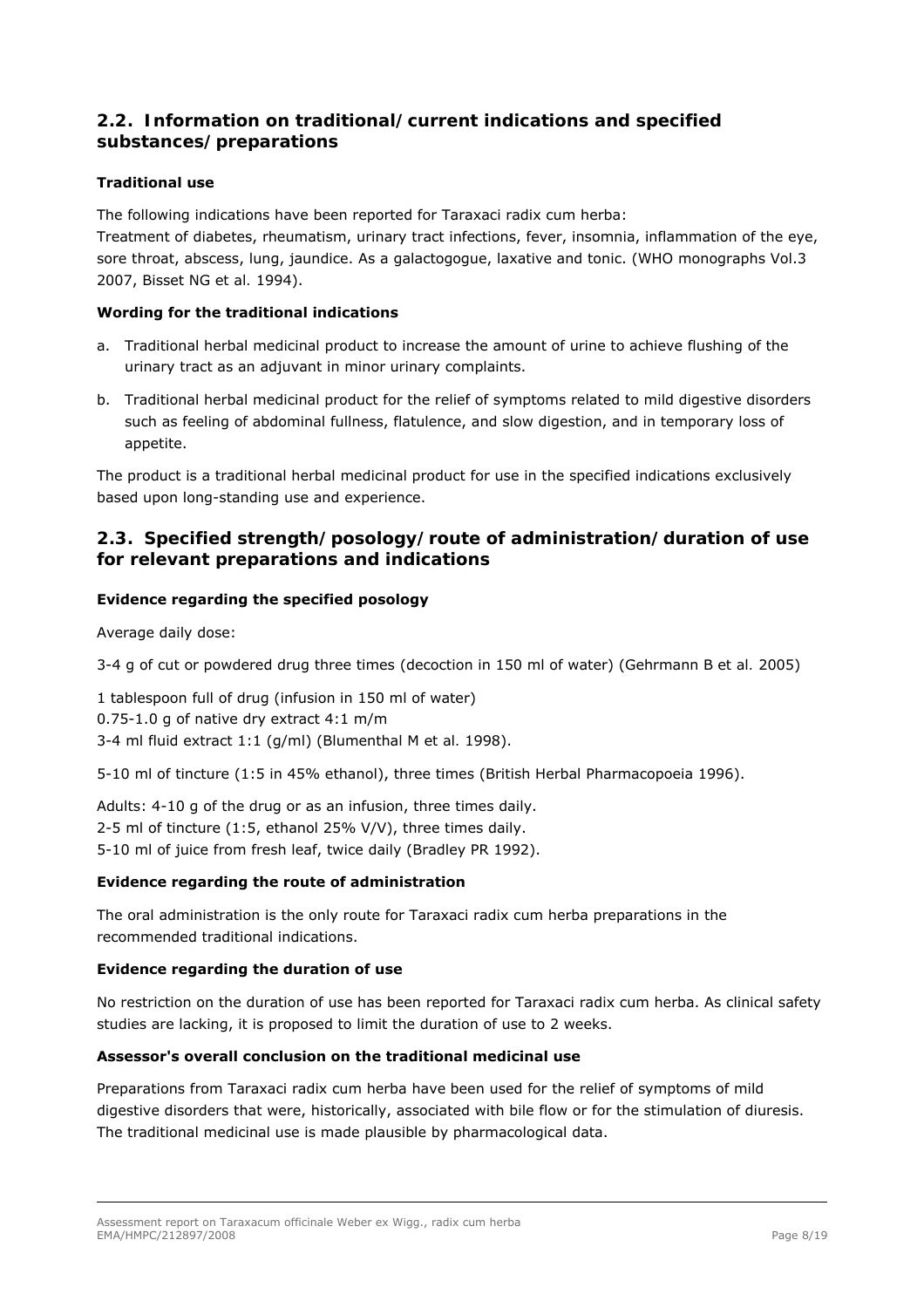## 2.2. Information on traditional/current indications and specified substances/preparations

**Traditional use**

The following indications have been reported for Taraxaci radix cum herba:
Treatment of diabetes, rheumatism, urinary tract infections, fever, insomnia, inflammation of the eye, sore throat, abscess, lung, jaundice. As a galactogogue, laxative and tonic. (WHO monographs Vol.3 2007, Bisset NG et al. 1994).

**Wording for the traditional indications**

a. Traditional herbal medicinal product to increase the amount of urine to achieve flushing of the urinary tract as an adjuvant in minor urinary complaints.

b. Traditional herbal medicinal product for the relief of symptoms related to mild digestive disorders such as feeling of abdominal fullness, flatulence, and slow digestion, and in temporary loss of appetite.

The product is a traditional herbal medicinal product for use in the specified indications exclusively based upon long-standing use and experience.

## 2.3. Specified strength/posology/route of administration/duration of use for relevant preparations and indications

**Evidence regarding the specified posology**

Average daily dose:

3-4 g of cut or powdered drug three times (decoction in 150 ml of water) (Gehrmann B et al. 2005)

1 tablespoon full of drug (infusion in 150 ml of water)
0.75-1.0 g of native dry extract 4:1 m/m
3-4 ml fluid extract 1:1 (g/ml) (Blumenthal M et al. 1998).

5-10 ml of tincture (1:5 in 45% ethanol), three times (British Herbal Pharmacopoeia 1996).

Adults: 4-10 g of the drug or as an infusion, three times daily.
2-5 ml of tincture (1:5, ethanol 25% V/V), three times daily.
5-10 ml of juice from fresh leaf, twice daily (Bradley PR 1992).

**Evidence regarding the route of administration**

The oral administration is the only route for Taraxaci radix cum herba preparations in the recommended traditional indications.

**Evidence regarding the duration of use**

No restriction on the duration of use has been reported for Taraxaci radix cum herba. As clinical safety studies are lacking, it is proposed to limit the duration of use to 2 weeks.

**Assessor's overall conclusion on the traditional medicinal use**

Preparations from Taraxaci radix cum herba have been used for the relief of symptoms of mild digestive disorders that were, historically, associated with bile flow or for the stimulation of diuresis. The traditional medicinal use is made plausible by pharmacological data.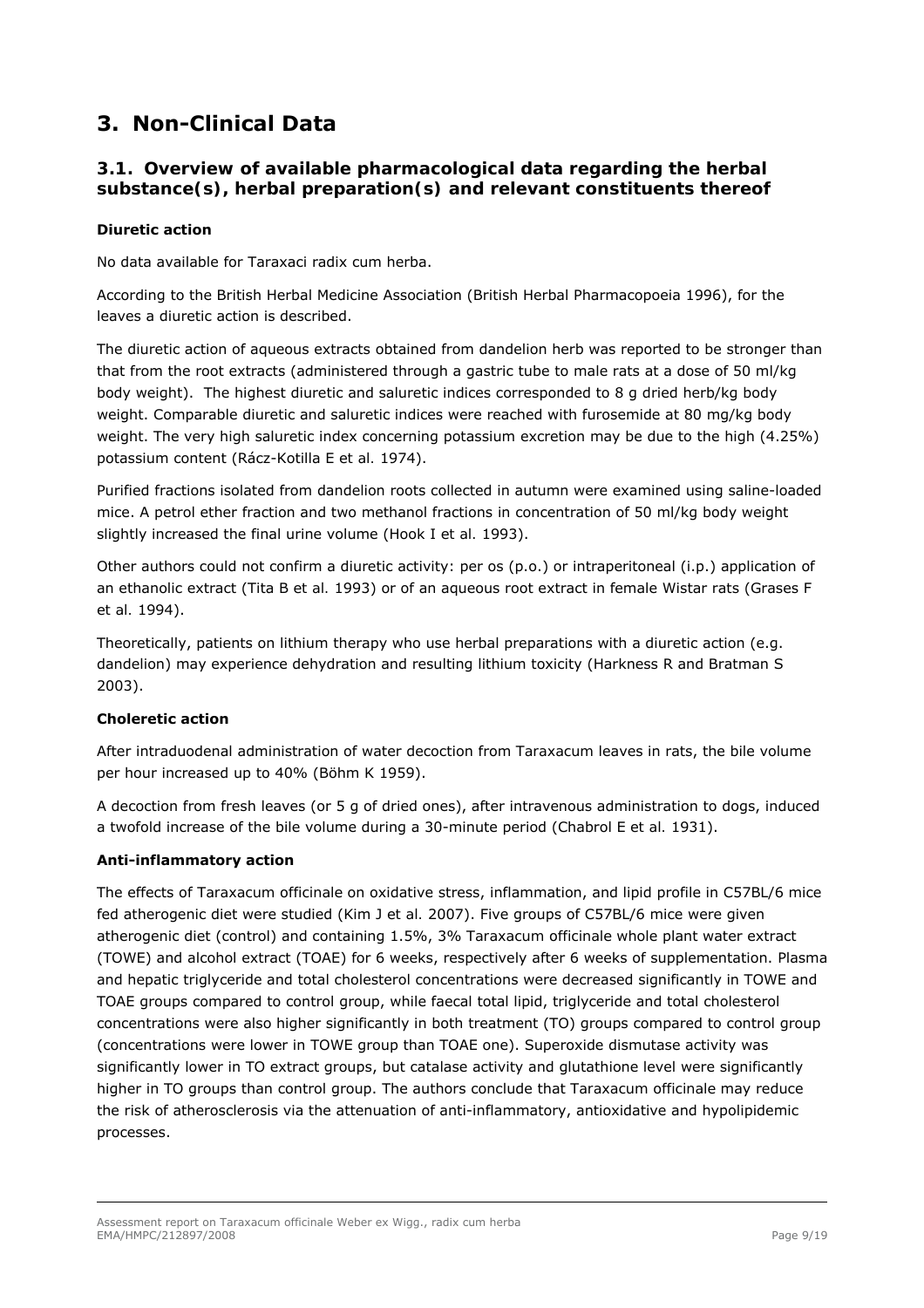# 3. Non-Clinical Data

## 3.1. Overview of available pharmacological data regarding the herbal substance(s), herbal preparation(s) and relevant constituents thereof

**Diuretic action**

No data available for Taraxaci radix cum herba.

According to the British Herbal Medicine Association (British Herbal Pharmacopoeia 1996), for the leaves a diuretic action is described.

The diuretic action of aqueous extracts obtained from dandelion herb was reported to be stronger than that from the root extracts (administered through a gastric tube to male rats at a dose of 50 ml/kg body weight). The highest diuretic and saluretic indices corresponded to 8 g dried herb/kg body weight. Comparable diuretic and saluretic indices were reached with furosemide at 80 mg/kg body weight. The very high saluretic index concerning potassium excretion may be due to the high (4.25%) potassium content (Rácz-Kotilla E et al. 1974).

Purified fractions isolated from dandelion roots collected in autumn were examined using saline-loaded mice. A petrol ether fraction and two methanol fractions in concentration of 50 ml/kg body weight slightly increased the final urine volume (Hook I et al. 1993).

Other authors could not confirm a diuretic activity: per os (p.o.) or intraperitoneal (i.p.) application of an ethanolic extract (Tita B et al. 1993) or of an aqueous root extract in female Wistar rats (Grases F et al. 1994).

Theoretically, patients on lithium therapy who use herbal preparations with a diuretic action (e.g. dandelion) may experience dehydration and resulting lithium toxicity (Harkness R and Bratman S 2003).

**Choleretic action**

After intraduodenal administration of water decoction from Taraxacum leaves in rats, the bile volume per hour increased up to 40% (Böhm K 1959).

A decoction from fresh leaves (or 5 g of dried ones), after intravenous administration to dogs, induced a twofold increase of the bile volume during a 30-minute period (Chabrol E et al. 1931).

**Anti-inflammatory action**

The effects of Taraxacum officinale on oxidative stress, inflammation, and lipid profile in C57BL/6 mice fed atherogenic diet were studied (Kim J et al. 2007). Five groups of C57BL/6 mice were given atherogenic diet (control) and containing 1.5%, 3% Taraxacum officinale whole plant water extract (TOWE) and alcohol extract (TOAE) for 6 weeks, respectively after 6 weeks of supplementation. Plasma and hepatic triglyceride and total cholesterol concentrations were decreased significantly in TOWE and TOAE groups compared to control group, while faecal total lipid, triglyceride and total cholesterol concentrations were also higher significantly in both treatment (TO) groups compared to control group (concentrations were lower in TOWE group than TOAE one). Superoxide dismutase activity was significantly lower in TO extract groups, but catalase activity and glutathione level were significantly higher in TO groups than control group. The authors conclude that Taraxacum officinale may reduce the risk of atherosclerosis via the attenuation of anti-inflammatory, antioxidative and hypolipidemic processes.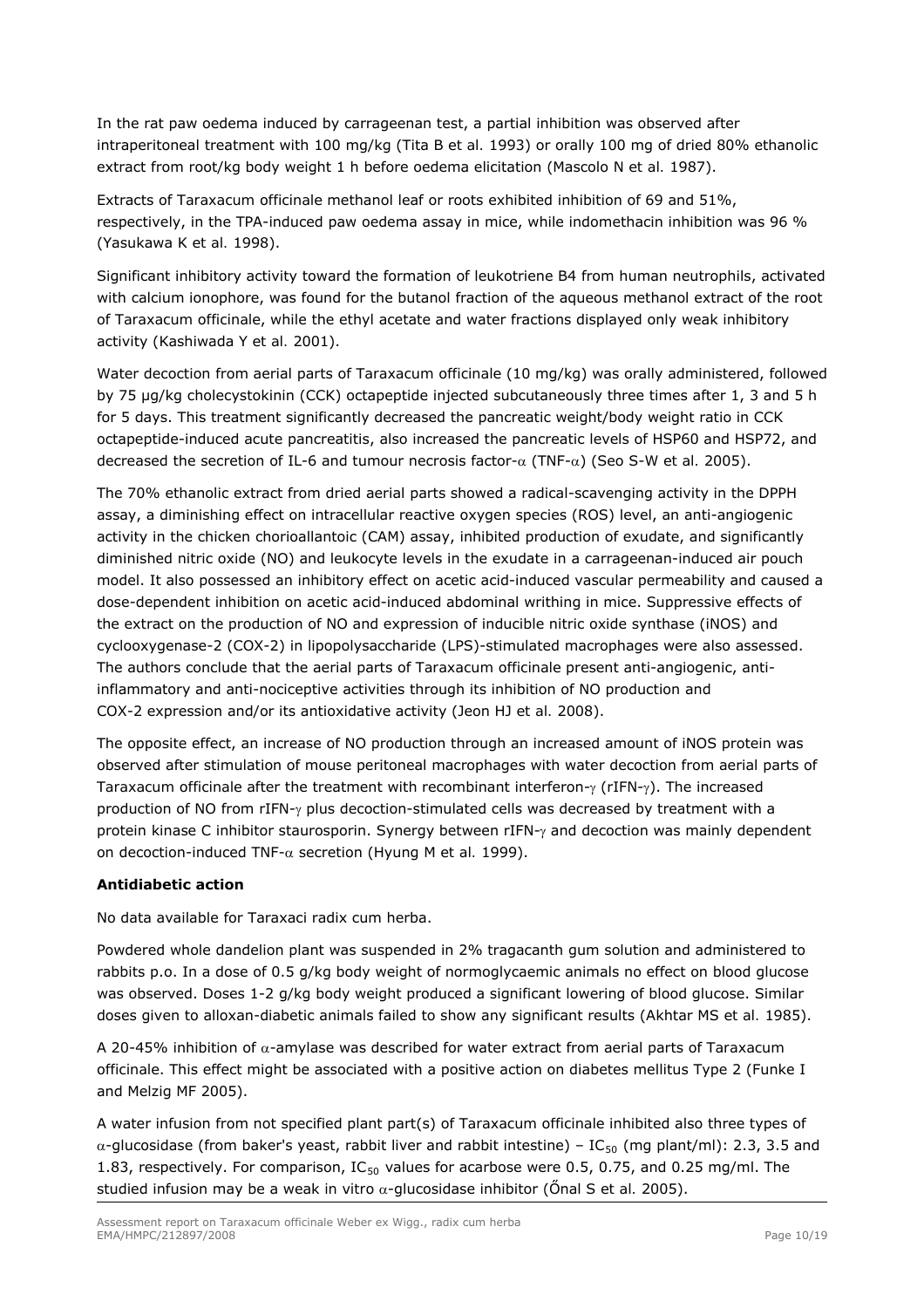In the rat paw oedema induced by carrageenan test, a partial inhibition was observed after intraperitoneal treatment with 100 mg/kg (Tita B et al. 1993) or orally 100 mg of dried 80% ethanolic extract from root/kg body weight 1 h before oedema elicitation (Mascolo N et al. 1987).

Extracts of Taraxacum officinale methanol leaf or roots exhibited inhibition of 69 and 51%, respectively, in the TPA-induced paw oedema assay in mice, while indomethacin inhibition was 96 % (Yasukawa K et al. 1998).

Significant inhibitory activity toward the formation of leukotriene B4 from human neutrophils, activated with calcium ionophore, was found for the butanol fraction of the aqueous methanol extract of the root of Taraxacum officinale, while the ethyl acetate and water fractions displayed only weak inhibitory activity (Kashiwada Y et al. 2001).

Water decoction from aerial parts of Taraxacum officinale (10 mg/kg) was orally administered, followed by 75 µg/kg cholecystokinin (CCK) octapeptide injected subcutaneously three times after 1, 3 and 5 h for 5 days. This treatment significantly decreased the pancreatic weight/body weight ratio in CCK octapeptide-induced acute pancreatitis, also increased the pancreatic levels of HSP60 and HSP72, and decreased the secretion of IL-6 and tumour necrosis factor-$\alpha$ (TNF-$\alpha$) (Seo S-W et al. 2005).

The 70% ethanolic extract from dried aerial parts showed a radical-scavenging activity in the DPPH assay, a diminishing effect on intracellular reactive oxygen species (ROS) level, an anti-angiogenic activity in the chicken chorioallantoic (CAM) assay, inhibited production of exudate, and significantly diminished nitric oxide (NO) and leukocyte levels in the exudate in a carrageenan-induced air pouch model. It also possessed an inhibitory effect on acetic acid-induced vascular permeability and caused a dose-dependent inhibition on acetic acid-induced abdominal writhing in mice. Suppressive effects of the extract on the production of NO and expression of inducible nitric oxide synthase (iNOS) and cyclooxygenase-2 (COX-2) in lipopolysaccharide (LPS)-stimulated macrophages were also assessed. The authors conclude that the aerial parts of Taraxacum officinale present anti-angiogenic, anti-inflammatory and anti-nociceptive activities through its inhibition of NO production and COX-2 expression and/or its antioxidative activity (Jeon HJ et al. 2008).

The opposite effect, an increase of NO production through an increased amount of iNOS protein was observed after stimulation of mouse peritoneal macrophages with water decoction from aerial parts of Taraxacum officinale after the treatment with recombinant interferon-$\gamma$ (rIFN-$\gamma$). The increased production of NO from rIFN-$\gamma$ plus decoction-stimulated cells was decreased by treatment with a protein kinase C inhibitor staurosporin. Synergy between rIFN-$\gamma$ and decoction was mainly dependent on decoction-induced TNF-$\alpha$ secretion (Hyung M et al. 1999).

**Antidiabetic action**

No data available for Taraxaci radix cum herba.

Powdered whole dandelion plant was suspended in 2% tragacanth gum solution and administered to rabbits p.o. In a dose of 0.5 g/kg body weight of normoglycaemic animals no effect on blood glucose was observed. Doses 1-2 g/kg body weight produced a significant lowering of blood glucose. Similar doses given to alloxan-diabetic animals failed to show any significant results (Akhtar MS et al. 1985).

A 20-45% inhibition of $\alpha$-amylase was described for water extract from aerial parts of Taraxacum officinale. This effect might be associated with a positive action on diabetes mellitus Type 2 (Funke I and Melzig MF 2005).

A water infusion from not specified plant part(s) of Taraxacum officinale inhibited also three types of $\alpha$-glucosidase (from baker's yeast, rabbit liver and rabbit intestine) – $IC_{50}$ (mg plant/ml): 2.3, 3.5 and 1.83, respectively. For comparison, $IC_{50}$ values for acarbose were 0.5, 0.75, and 0.25 mg/ml. The studied infusion may be a weak in vitro $\alpha$-glucosidase inhibitor (Őnal S et al. 2005).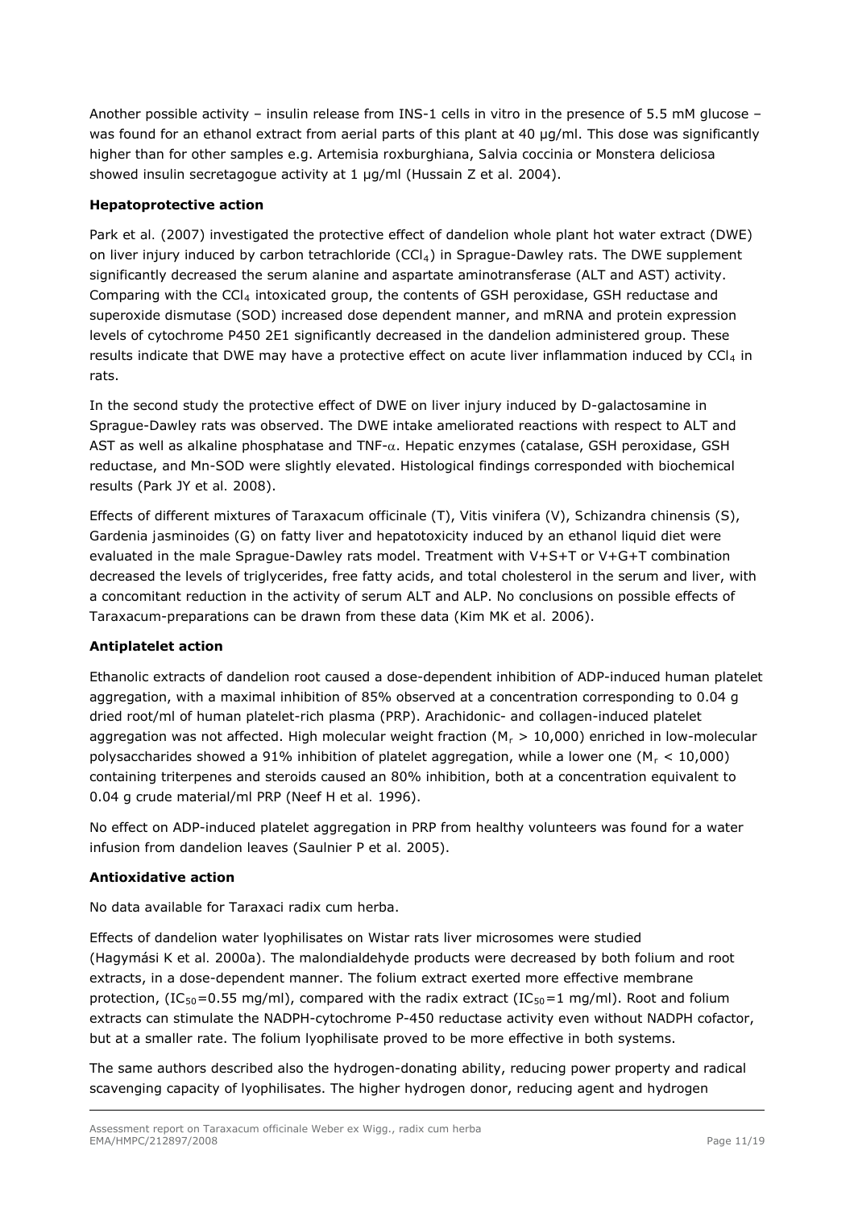Another possible activity – insulin release from INS-1 cells in vitro in the presence of 5.5 mM glucose – was found for an ethanol extract from aerial parts of this plant at 40 µg/ml. This dose was significantly higher than for other samples e.g. Artemisia roxburghiana, Salvia coccinia or Monstera deliciosa showed insulin secretagogue activity at 1 µg/ml (Hussain Z et al. 2004).

**Hepatoprotective action**

Park et al. (2007) investigated the protective effect of dandelion whole plant hot water extract (DWE) on liver injury induced by carbon tetrachloride ($CCl_4$) in Sprague-Dawley rats. The DWE supplement significantly decreased the serum alanine and aspartate aminotransferase (ALT and AST) activity. Comparing with the $CCl_4$ intoxicated group, the contents of GSH peroxidase, GSH reductase and superoxide dismutase (SOD) increased dose dependent manner, and mRNA and protein expression levels of cytochrome P450 2E1 significantly decreased in the dandelion administered group. These results indicate that DWE may have a protective effect on acute liver inflammation induced by $CCl_4$ in rats.

In the second study the protective effect of DWE on liver injury induced by D-galactosamine in Sprague-Dawley rats was observed. The DWE intake ameliorated reactions with respect to ALT and AST as well as alkaline phosphatase and TNF-$\alpha$. Hepatic enzymes (catalase, GSH peroxidase, GSH reductase, and Mn-SOD were slightly elevated. Histological findings corresponded with biochemical results (Park JY et al. 2008).

Effects of different mixtures of Taraxacum officinale (T), Vitis vinifera (V), Schizandra chinensis (S), Gardenia jasminoides (G) on fatty liver and hepatotoxicity induced by an ethanol liquid diet were evaluated in the male Sprague-Dawley rats model. Treatment with V+S+T or V+G+T combination decreased the levels of triglycerides, free fatty acids, and total cholesterol in the serum and liver, with a concomitant reduction in the activity of serum ALT and ALP. No conclusions on possible effects of Taraxacum-preparations can be drawn from these data (Kim MK et al. 2006).

**Antiplatelet action**

Ethanolic extracts of dandelion root caused a dose-dependent inhibition of ADP-induced human platelet aggregation, with a maximal inhibition of 85% observed at a concentration corresponding to 0.04 g dried root/ml of human platelet-rich plasma (PRP). Arachidonic- and collagen-induced platelet aggregation was not affected. High molecular weight fraction ($M_r > 10{,}000$) enriched in low-molecular polysaccharides showed a 91% inhibition of platelet aggregation, while a lower one ($M_r < 10{,}000$) containing triterpenes and steroids caused an 80% inhibition, both at a concentration equivalent to 0.04 g crude material/ml PRP (Neef H et al. 1996).

No effect on ADP-induced platelet aggregation in PRP from healthy volunteers was found for a water infusion from dandelion leaves (Saulnier P et al. 2005).

**Antioxidative action**

No data available for Taraxaci radix cum herba.

Effects of dandelion water lyophilisates on Wistar rats liver microsomes were studied (Hagymási K et al. 2000a). The malondialdehyde products were decreased by both folium and root extracts, in a dose-dependent manner. The folium extract exerted more effective membrane protection, ($IC_{50}$=0.55 mg/ml), compared with the radix extract ($IC_{50}$=1 mg/ml). Root and folium extracts can stimulate the NADPH-cytochrome P-450 reductase activity even without NADPH cofactor, but at a smaller rate. The folium lyophilisate proved to be more effective in both systems.

The same authors described also the hydrogen-donating ability, reducing power property and radical scavenging capacity of lyophilisates. The higher hydrogen donor, reducing agent and hydrogen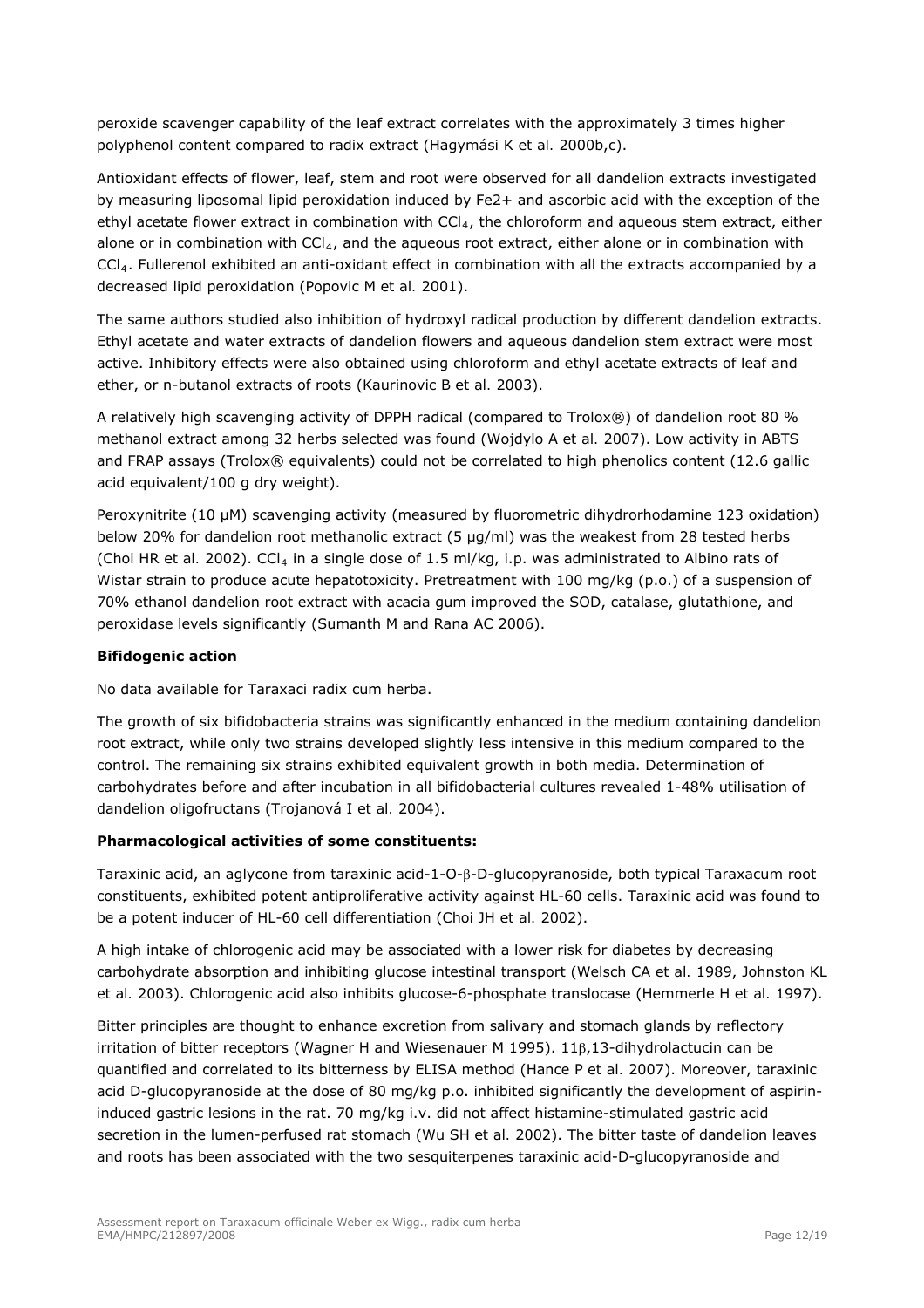peroxide scavenger capability of the leaf extract correlates with the approximately 3 times higher polyphenol content compared to radix extract (Hagymási K et al. 2000b,c).

Antioxidant effects of flower, leaf, stem and root were observed for all dandelion extracts investigated by measuring liposomal lipid peroxidation induced by Fe2+ and ascorbic acid with the exception of the ethyl acetate flower extract in combination with $CCl_4$, the chloroform and aqueous stem extract, either alone or in combination with $CCl_4$, and the aqueous root extract, either alone or in combination with $CCl_4$. Fullerenol exhibited an anti-oxidant effect in combination with all the extracts accompanied by a decreased lipid peroxidation (Popovic M et al. 2001).

The same authors studied also inhibition of hydroxyl radical production by different dandelion extracts. Ethyl acetate and water extracts of dandelion flowers and aqueous dandelion stem extract were most active. Inhibitory effects were also obtained using chloroform and ethyl acetate extracts of leaf and ether, or n-butanol extracts of roots (Kaurinovic B et al. 2003).

A relatively high scavenging activity of DPPH radical (compared to Trolox®) of dandelion root 80 % methanol extract among 32 herbs selected was found (Wojdylo A et al. 2007). Low activity in ABTS and FRAP assays (Trolox® equivalents) could not be correlated to high phenolics content (12.6 gallic acid equivalent/100 g dry weight).

Peroxynitrite (10 µM) scavenging activity (measured by fluorometric dihydrorhodamine 123 oxidation) below 20% for dandelion root methanolic extract (5 µg/ml) was the weakest from 28 tested herbs (Choi HR et al. 2002). $CCl_4$ in a single dose of 1.5 ml/kg, i.p. was administrated to Albino rats of Wistar strain to produce acute hepatotoxicity. Pretreatment with 100 mg/kg (p.o.) of a suspension of 70% ethanol dandelion root extract with acacia gum improved the SOD, catalase, glutathione, and peroxidase levels significantly (Sumanth M and Rana AC 2006).

**Bifidogenic action**

No data available for Taraxaci radix cum herba.

The growth of six bifidobacteria strains was significantly enhanced in the medium containing dandelion root extract, while only two strains developed slightly less intensive in this medium compared to the control. The remaining six strains exhibited equivalent growth in both media. Determination of carbohydrates before and after incubation in all bifidobacterial cultures revealed 1-48% utilisation of dandelion oligofructans (Trojanová I et al. 2004).

**Pharmacological activities of some constituents:**

Taraxinic acid, an aglycone from taraxinic acid-1-O-β-D-glucopyranoside, both typical Taraxacum root constituents, exhibited potent antiproliferative activity against HL-60 cells. Taraxinic acid was found to be a potent inducer of HL-60 cell differentiation (Choi JH et al. 2002).

A high intake of chlorogenic acid may be associated with a lower risk for diabetes by decreasing carbohydrate absorption and inhibiting glucose intestinal transport (Welsch CA et al. 1989, Johnston KL et al. 2003). Chlorogenic acid also inhibits glucose-6-phosphate translocase (Hemmerle H et al. 1997).

Bitter principles are thought to enhance excretion from salivary and stomach glands by reflectory irritation of bitter receptors (Wagner H and Wiesenauer M 1995). 11β,13-dihydrolactucin can be quantified and correlated to its bitterness by ELISA method (Hance P et al. 2007). Moreover, taraxinic acid D-glucopyranoside at the dose of 80 mg/kg p.o. inhibited significantly the development of aspirin-induced gastric lesions in the rat. 70 mg/kg i.v. did not affect histamine-stimulated gastric acid secretion in the lumen-perfused rat stomach (Wu SH et al. 2002). The bitter taste of dandelion leaves and roots has been associated with the two sesquiterpenes taraxinic acid-D-glucopyranoside and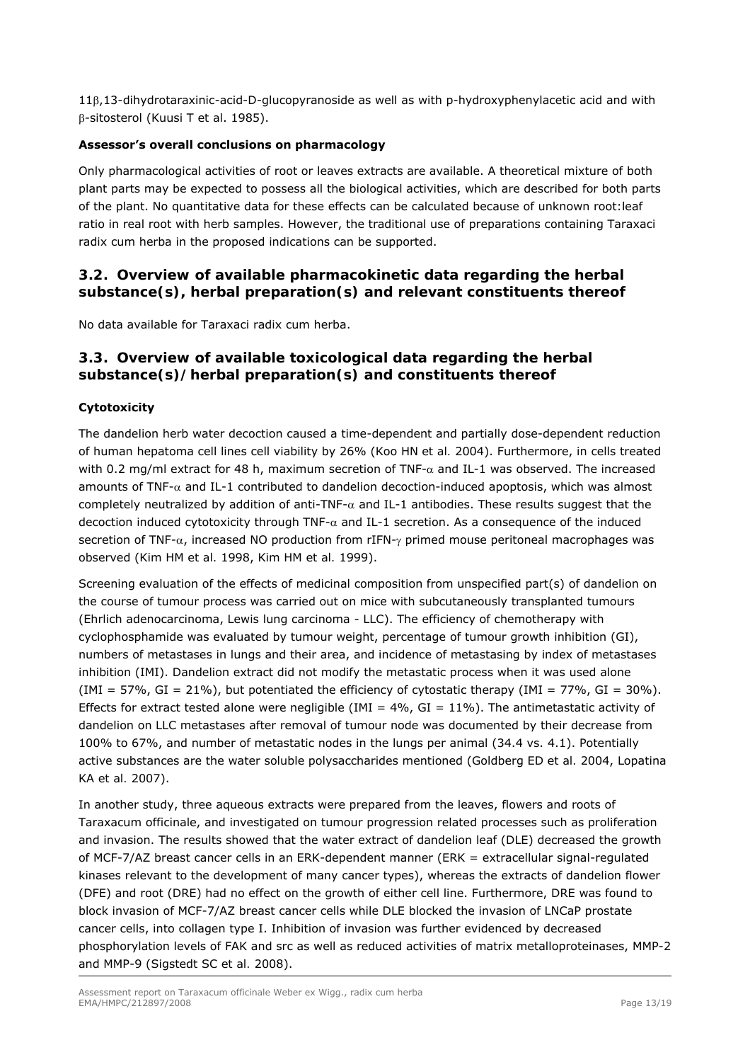$11\beta$,13-dihydrotaraxinic-acid-D-glucopyranoside as well as with p-hydroxyphenylacetic acid and with $\beta$-sitosterol (Kuusi T et al. 1985).

**Assessor's overall conclusions on pharmacology**

Only pharmacological activities of root or leaves extracts are available. A theoretical mixture of both plant parts may be expected to possess all the biological activities, which are described for both parts of the plant. No quantitative data for these effects can be calculated because of unknown root:leaf ratio in real root with herb samples. However, the traditional use of preparations containing Taraxaci radix cum herba in the proposed indications can be supported.

## 3.2. Overview of available pharmacokinetic data regarding the herbal substance(s), herbal preparation(s) and relevant constituents thereof

No data available for Taraxaci radix cum herba.

## 3.3. Overview of available toxicological data regarding the herbal substance(s)/herbal preparation(s) and constituents thereof

**Cytotoxicity**

The dandelion herb water decoction caused a time-dependent and partially dose-dependent reduction of human hepatoma cell lines cell viability by 26% (Koo HN et al. 2004). Furthermore, in cells treated with 0.2 mg/ml extract for 48 h, maximum secretion of TNF-$\alpha$ and IL-1 was observed. The increased amounts of TNF-$\alpha$ and IL-1 contributed to dandelion decoction-induced apoptosis, which was almost completely neutralized by addition of anti-TNF-$\alpha$ and IL-1 antibodies. These results suggest that the decoction induced cytotoxicity through TNF-$\alpha$ and IL-1 secretion. As a consequence of the induced secretion of TNF-$\alpha$, increased NO production from rIFN-$\gamma$ primed mouse peritoneal macrophages was observed (Kim HM et al. 1998, Kim HM et al. 1999).

Screening evaluation of the effects of medicinal composition from unspecified part(s) of dandelion on the course of tumour process was carried out on mice with subcutaneously transplanted tumours (Ehrlich adenocarcinoma, Lewis lung carcinoma - LLC). The efficiency of chemotherapy with cyclophosphamide was evaluated by tumour weight, percentage of tumour growth inhibition (GI), numbers of metastases in lungs and their area, and incidence of metastasing by index of metastases inhibition (IMI). Dandelion extract did not modify the metastatic process when it was used alone (IMI = 57%, GI = 21%), but potentiated the efficiency of cytostatic therapy (IMI = 77%, GI = 30%). Effects for extract tested alone were negligible (IMI = 4%, GI = 11%). The antimetastatic activity of dandelion on LLC metastases after removal of tumour node was documented by their decrease from 100% to 67%, and number of metastatic nodes in the lungs per animal (34.4 vs. 4.1). Potentially active substances are the water soluble polysaccharides mentioned (Goldberg ED et al. 2004, Lopatina KA et al. 2007).

In another study, three aqueous extracts were prepared from the leaves, flowers and roots of Taraxacum officinale, and investigated on tumour progression related processes such as proliferation and invasion. The results showed that the water extract of dandelion leaf (DLE) decreased the growth of MCF-7/AZ breast cancer cells in an ERK-dependent manner (ERK = extracellular signal-regulated kinases relevant to the development of many cancer types), whereas the extracts of dandelion flower (DFE) and root (DRE) had no effect on the growth of either cell line. Furthermore, DRE was found to block invasion of MCF-7/AZ breast cancer cells while DLE blocked the invasion of LNCaP prostate cancer cells, into collagen type I. Inhibition of invasion was further evidenced by decreased phosphorylation levels of FAK and src as well as reduced activities of matrix metalloproteinases, MMP-2 and MMP-9 (Sigstedt SC et al. 2008).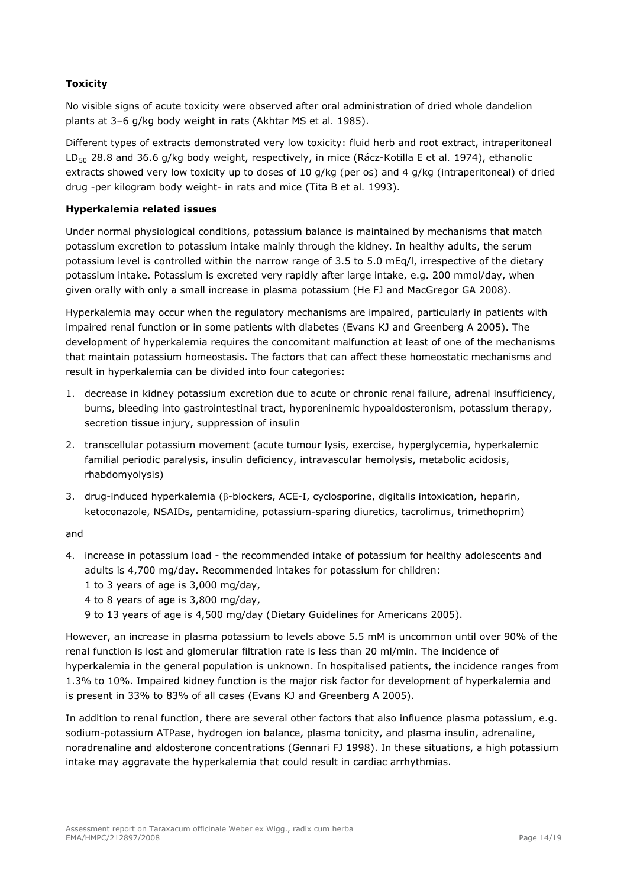**Toxicity**

No visible signs of acute toxicity were observed after oral administration of dried whole dandelion plants at 3–6 g/kg body weight in rats (Akhtar MS et al. 1985).

Different types of extracts demonstrated very low toxicity: fluid herb and root extract, intraperitoneal $LD_{50}$ 28.8 and 36.6 g/kg body weight, respectively, in mice (Rácz-Kotilla E et al. 1974), ethanolic extracts showed very low toxicity up to doses of 10 g/kg (per os) and 4 g/kg (intraperitoneal) of dried drug -per kilogram body weight- in rats and mice (Tita B et al. 1993).

**Hyperkalemia related issues**

Under normal physiological conditions, potassium balance is maintained by mechanisms that match potassium excretion to potassium intake mainly through the kidney. In healthy adults, the serum potassium level is controlled within the narrow range of 3.5 to 5.0 mEq/l, irrespective of the dietary potassium intake. Potassium is excreted very rapidly after large intake, e.g. 200 mmol/day, when given orally with only a small increase in plasma potassium (He FJ and MacGregor GA 2008).

Hyperkalemia may occur when the regulatory mechanisms are impaired, particularly in patients with impaired renal function or in some patients with diabetes (Evans KJ and Greenberg A 2005). The development of hyperkalemia requires the concomitant malfunction at least of one of the mechanisms that maintain potassium homeostasis. The factors that can affect these homeostatic mechanisms and result in hyperkalemia can be divided into four categories:

1. decrease in kidney potassium excretion due to acute or chronic renal failure, adrenal insufficiency, burns, bleeding into gastrointestinal tract, hyporeninemic hypoaldosteronism, potassium therapy, secretion tissue injury, suppression of insulin
2. transcellular potassium movement (acute tumour lysis, exercise, hyperglycemia, hyperkalemic familial periodic paralysis, insulin deficiency, intravascular hemolysis, metabolic acidosis, rhabdomyolysis)
3. drug-induced hyperkalemia (β-blockers, ACE-I, cyclosporine, digitalis intoxication, heparin, ketoconazole, NSAIDs, pentamidine, potassium-sparing diuretics, tacrolimus, trimethoprim)

and

4. increase in potassium load - the recommended intake of potassium for healthy adolescents and adults is 4,700 mg/day. Recommended intakes for potassium for children:
   1 to 3 years of age is 3,000 mg/day,
   4 to 8 years of age is 3,800 mg/day,
   9 to 13 years of age is 4,500 mg/day (Dietary Guidelines for Americans 2005).

However, an increase in plasma potassium to levels above 5.5 mM is uncommon until over 90% of the renal function is lost and glomerular filtration rate is less than 20 ml/min. The incidence of hyperkalemia in the general population is unknown. In hospitalised patients, the incidence ranges from 1.3% to 10%. Impaired kidney function is the major risk factor for development of hyperkalemia and is present in 33% to 83% of all cases (Evans KJ and Greenberg A 2005).

In addition to renal function, there are several other factors that also influence plasma potassium, e.g. sodium-potassium ATPase, hydrogen ion balance, plasma tonicity, and plasma insulin, adrenaline, noradrenaline and aldosterone concentrations (Gennari FJ 1998). In these situations, a high potassium intake may aggravate the hyperkalemia that could result in cardiac arrhythmias.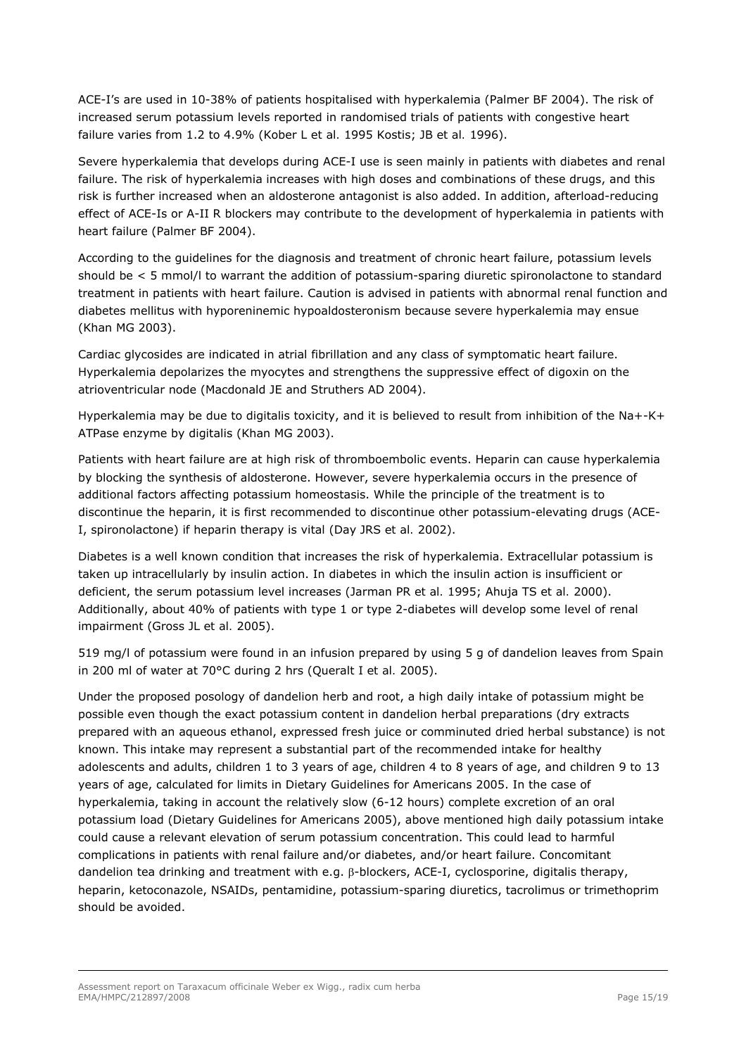ACE-I's are used in 10-38% of patients hospitalised with hyperkalemia (Palmer BF 2004). The risk of increased serum potassium levels reported in randomised trials of patients with congestive heart failure varies from 1.2 to 4.9% (Kober L et al. 1995 Kostis; JB et al. 1996).

Severe hyperkalemia that develops during ACE-I use is seen mainly in patients with diabetes and renal failure. The risk of hyperkalemia increases with high doses and combinations of these drugs, and this risk is further increased when an aldosterone antagonist is also added. In addition, afterload-reducing effect of ACE-Is or A-II R blockers may contribute to the development of hyperkalemia in patients with heart failure (Palmer BF 2004).

According to the guidelines for the diagnosis and treatment of chronic heart failure, potassium levels should be < 5 mmol/l to warrant the addition of potassium-sparing diuretic spironolactone to standard treatment in patients with heart failure. Caution is advised in patients with abnormal renal function and diabetes mellitus with hyporeninemic hypoaldosteronism because severe hyperkalemia may ensue (Khan MG 2003).

Cardiac glycosides are indicated in atrial fibrillation and any class of symptomatic heart failure. Hyperkalemia depolarizes the myocytes and strengthens the suppressive effect of digoxin on the atrioventricular node (Macdonald JE and Struthers AD 2004).

Hyperkalemia may be due to digitalis toxicity, and it is believed to result from inhibition of the $Na^+$-$K^+$ ATPase enzyme by digitalis (Khan MG 2003).

Patients with heart failure are at high risk of thromboembolic events. Heparin can cause hyperkalemia by blocking the synthesis of aldosterone. However, severe hyperkalemia occurs in the presence of additional factors affecting potassium homeostasis. While the principle of the treatment is to discontinue the heparin, it is first recommended to discontinue other potassium-elevating drugs (ACE-I, spironolactone) if heparin therapy is vital (Day JRS et al. 2002).

Diabetes is a well known condition that increases the risk of hyperkalemia. Extracellular potassium is taken up intracellularly by insulin action. In diabetes in which the insulin action is insufficient or deficient, the serum potassium level increases (Jarman PR et al. 1995; Ahuja TS et al. 2000). Additionally, about 40% of patients with type 1 or type 2-diabetes will develop some level of renal impairment (Gross JL et al. 2005).

519 mg/l of potassium were found in an infusion prepared by using 5 g of dandelion leaves from Spain in 200 ml of water at 70°C during 2 hrs (Queralt I et al. 2005).

Under the proposed posology of dandelion herb and root, a high daily intake of potassium might be possible even though the exact potassium content in dandelion herbal preparations (dry extracts prepared with an aqueous ethanol, expressed fresh juice or comminuted dried herbal substance) is not known. This intake may represent a substantial part of the recommended intake for healthy adolescents and adults, children 1 to 3 years of age, children 4 to 8 years of age, and children 9 to 13 years of age, calculated for limits in Dietary Guidelines for Americans 2005. In the case of hyperkalemia, taking in account the relatively slow (6-12 hours) complete excretion of an oral potassium load (Dietary Guidelines for Americans 2005), above mentioned high daily potassium intake could cause a relevant elevation of serum potassium concentration. This could lead to harmful complications in patients with renal failure and/or diabetes, and/or heart failure. Concomitant dandelion tea drinking and treatment with e.g. β-blockers, ACE-I, cyclosporine, digitalis therapy, heparin, ketoconazole, NSAIDs, pentamidine, potassium-sparing diuretics, tacrolimus or trimethoprim should be avoided.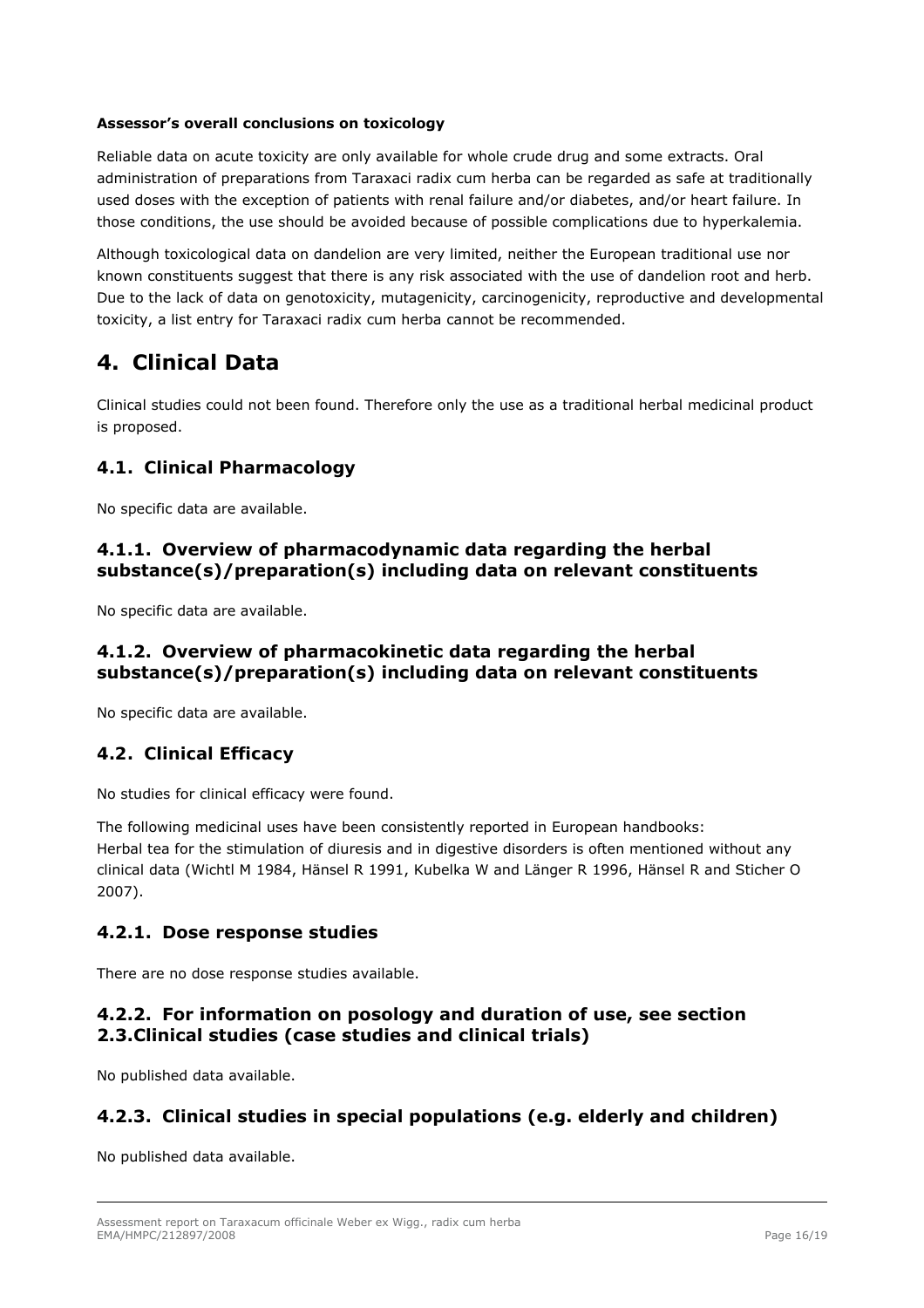**Assessor's overall conclusions on toxicology**

Reliable data on acute toxicity are only available for whole crude drug and some extracts. Oral administration of preparations from Taraxaci radix cum herba can be regarded as safe at traditionally used doses with the exception of patients with renal failure and/or diabetes, and/or heart failure. In those conditions, the use should be avoided because of possible complications due to hyperkalemia.

Although toxicological data on dandelion are very limited, neither the European traditional use nor known constituents suggest that there is any risk associated with the use of dandelion root and herb. Due to the lack of data on genotoxicity, mutagenicity, carcinogenicity, reproductive and developmental toxicity, a list entry for Taraxaci radix cum herba cannot be recommended.

# 4. Clinical Data

Clinical studies could not been found. Therefore only the use as a traditional herbal medicinal product is proposed.

## 4.1. Clinical Pharmacology

No specific data are available.

### 4.1.1. Overview of pharmacodynamic data regarding the herbal substance(s)/preparation(s) including data on relevant constituents

No specific data are available.

### 4.1.2. Overview of pharmacokinetic data regarding the herbal substance(s)/preparation(s) including data on relevant constituents

No specific data are available.

## 4.2. Clinical Efficacy

No studies for clinical efficacy were found.

The following medicinal uses have been consistently reported in European handbooks:
Herbal tea for the stimulation of diuresis and in digestive disorders is often mentioned without any clinical data (Wichtl M 1984, Hänsel R 1991, Kubelka W and Länger R 1996, Hänsel R and Sticher O 2007).

### 4.2.1. Dose response studies

There are no dose response studies available.

### 4.2.2. For information on posology and duration of use, see section 2.3.Clinical studies (case studies and clinical trials)

No published data available.

### 4.2.3. Clinical studies in special populations (e.g. elderly and children)

No published data available.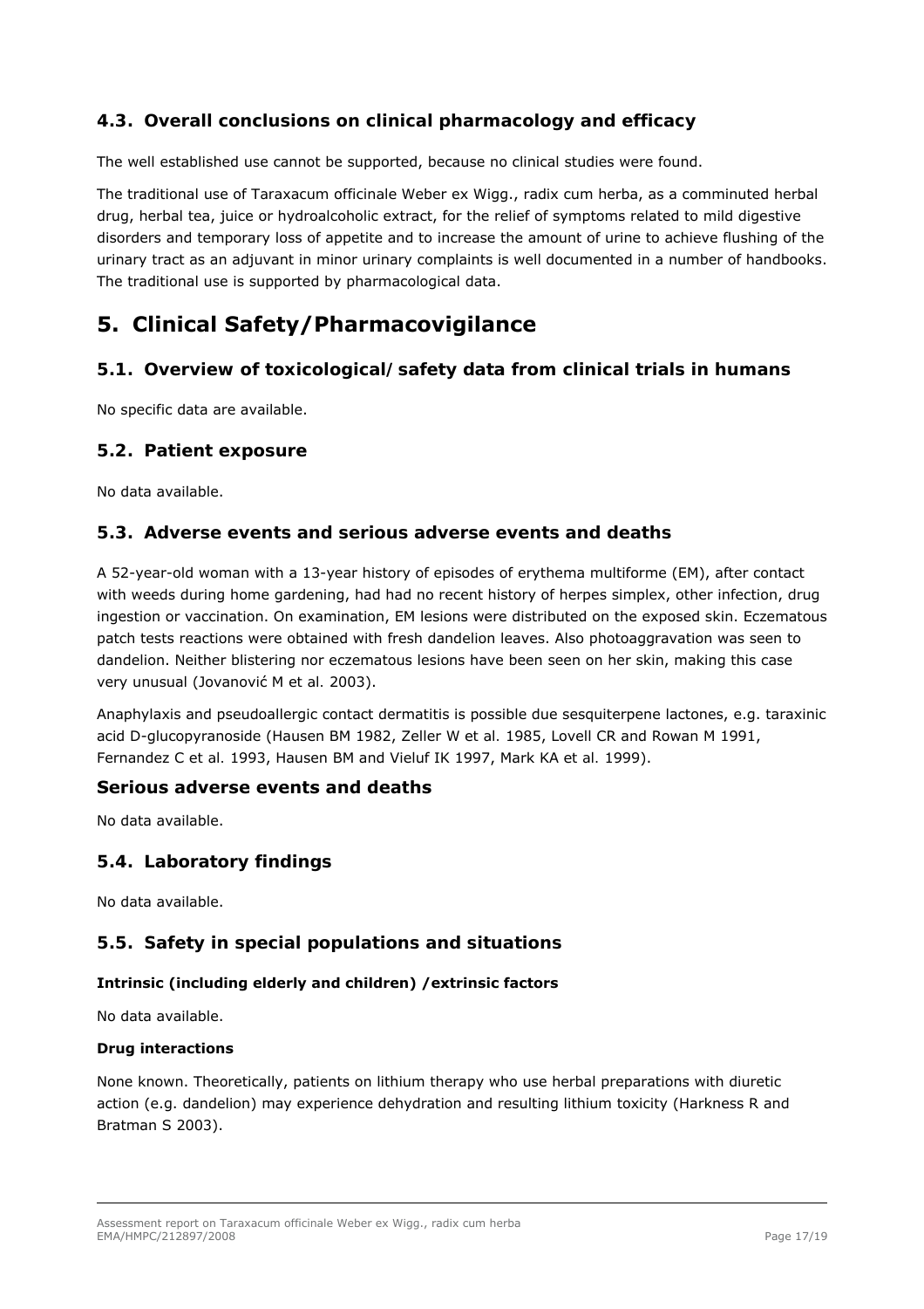### 4.3. Overall conclusions on clinical pharmacology and efficacy

The well established use cannot be supported, because no clinical studies were found.

The traditional use of Taraxacum officinale Weber ex Wigg., radix cum herba, as a comminuted herbal drug, herbal tea, juice or hydroalcoholic extract, for the relief of symptoms related to mild digestive disorders and temporary loss of appetite and to increase the amount of urine to achieve flushing of the urinary tract as an adjuvant in minor urinary complaints is well documented in a number of handbooks. The traditional use is supported by pharmacological data.

## 5. Clinical Safety/Pharmacovigilance

### 5.1. Overview of toxicological/ safety data from clinical trials in humans

No specific data are available.

### 5.2. Patient exposure

No data available.

### 5.3. Adverse events and serious adverse events and deaths

A 52-year-old woman with a 13-year history of episodes of erythema multiforme (EM), after contact with weeds during home gardening, had had no recent history of herpes simplex, other infection, drug ingestion or vaccination. On examination, EM lesions were distributed on the exposed skin. Eczematous patch tests reactions were obtained with fresh dandelion leaves. Also photoaggravation was seen to dandelion. Neither blistering nor eczematous lesions have been seen on her skin, making this case very unusual (Jovanović M et al. 2003).

Anaphylaxis and pseudoallergic contact dermatitis is possible due sesquiterpene lactones, e.g. taraxinic acid D-glucopyranoside (Hausen BM 1982, Zeller W et al. 1985, Lovell CR and Rowan M 1991, Fernandez C et al. 1993, Hausen BM and Vieluf IK 1997, Mark KA et al. 1999).

### Serious adverse events and deaths

No data available.

### 5.4. Laboratory findings

No data available.

### 5.5. Safety in special populations and situations

#### Intrinsic (including elderly and children) /extrinsic factors

No data available.

#### Drug interactions

None known. Theoretically, patients on lithium therapy who use herbal preparations with diuretic action (e.g. dandelion) may experience dehydration and resulting lithium toxicity (Harkness R and Bratman S 2003).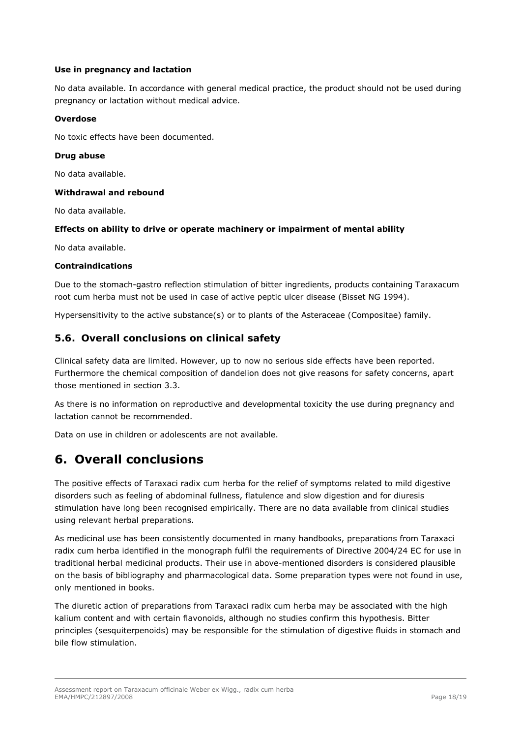**Use in pregnancy and lactation**

No data available. In accordance with general medical practice, the product should not be used during pregnancy or lactation without medical advice.

**Overdose**

No toxic effects have been documented.

**Drug abuse**

No data available.

**Withdrawal and rebound**

No data available.

**Effects on ability to drive or operate machinery or impairment of mental ability**

No data available.

**Contraindications**

Due to the stomach-gastro reflection stimulation of bitter ingredients, products containing Taraxacum root cum herba must not be used in case of active peptic ulcer disease (Bisset NG 1994).

Hypersensitivity to the active substance(s) or to plants of the Asteraceae (Compositae) family.

## 5.6. Overall conclusions on clinical safety

Clinical safety data are limited. However, up to now no serious side effects have been reported. Furthermore the chemical composition of dandelion does not give reasons for safety concerns, apart those mentioned in section 3.3.

As there is no information on reproductive and developmental toxicity the use during pregnancy and lactation cannot be recommended.

Data on use in children or adolescents are not available.

# 6. Overall conclusions

The positive effects of Taraxaci radix cum herba for the relief of symptoms related to mild digestive disorders such as feeling of abdominal fullness, flatulence and slow digestion and for diuresis stimulation have long been recognised empirically. There are no data available from clinical studies using relevant herbal preparations.

As medicinal use has been consistently documented in many handbooks, preparations from Taraxaci radix cum herba identified in the monograph fulfil the requirements of Directive 2004/24 EC for use in traditional herbal medicinal products. Their use in above-mentioned disorders is considered plausible on the basis of bibliography and pharmacological data. Some preparation types were not found in use, only mentioned in books.

The diuretic action of preparations from Taraxaci radix cum herba may be associated with the high kalium content and with certain flavonoids, although no studies confirm this hypothesis. Bitter principles (sesquiterpenoids) may be responsible for the stimulation of digestive fluids in stomach and bile flow stimulation.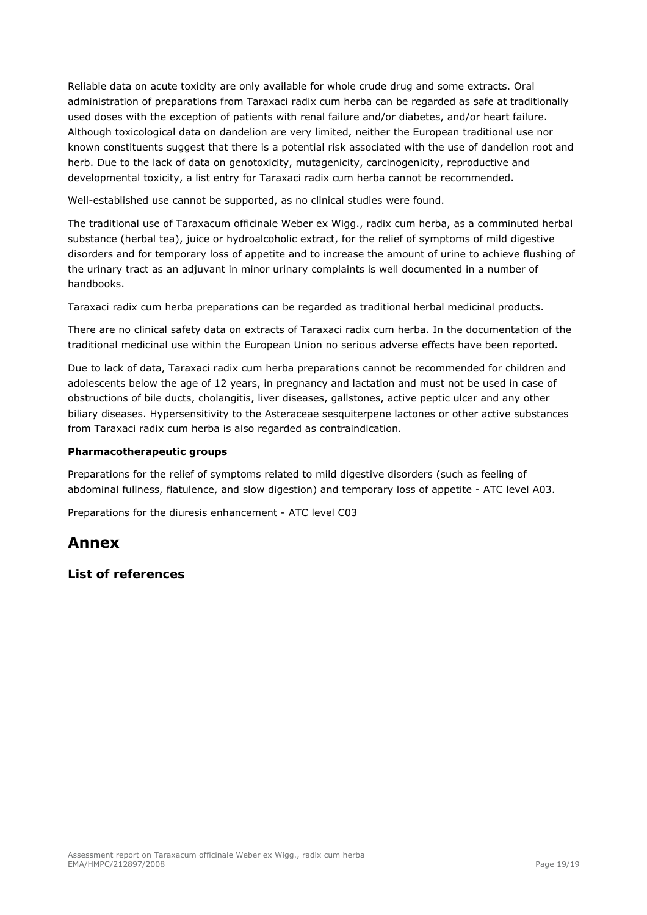Reliable data on acute toxicity are only available for whole crude drug and some extracts. Oral administration of preparations from Taraxaci radix cum herba can be regarded as safe at traditionally used doses with the exception of patients with renal failure and/or diabetes, and/or heart failure. Although toxicological data on dandelion are very limited, neither the European traditional use nor known constituents suggest that there is a potential risk associated with the use of dandelion root and herb. Due to the lack of data on genotoxicity, mutagenicity, carcinogenicity, reproductive and developmental toxicity, a list entry for Taraxaci radix cum herba cannot be recommended.

Well-established use cannot be supported, as no clinical studies were found.

The traditional use of Taraxacum officinale Weber ex Wigg., radix cum herba, as a comminuted herbal substance (herbal tea), juice or hydroalcoholic extract, for the relief of symptoms of mild digestive disorders and for temporary loss of appetite and to increase the amount of urine to achieve flushing of the urinary tract as an adjuvant in minor urinary complaints is well documented in a number of handbooks.

Taraxaci radix cum herba preparations can be regarded as traditional herbal medicinal products.

There are no clinical safety data on extracts of Taraxaci radix cum herba. In the documentation of the traditional medicinal use within the European Union no serious adverse effects have been reported.

Due to lack of data, Taraxaci radix cum herba preparations cannot be recommended for children and adolescents below the age of 12 years, in pregnancy and lactation and must not be used in case of obstructions of bile ducts, cholangitis, liver diseases, gallstones, active peptic ulcer and any other biliary diseases. Hypersensitivity to the Asteraceae sesquiterpene lactones or other active substances from Taraxaci radix cum herba is also regarded as contraindication.

**Pharmacotherapeutic groups**

Preparations for the relief of symptoms related to mild digestive disorders (such as feeling of abdominal fullness, flatulence, and slow digestion) and temporary loss of appetite - ATC level A03.

Preparations for the diuresis enhancement - ATC level C03

# Annex

## List of references